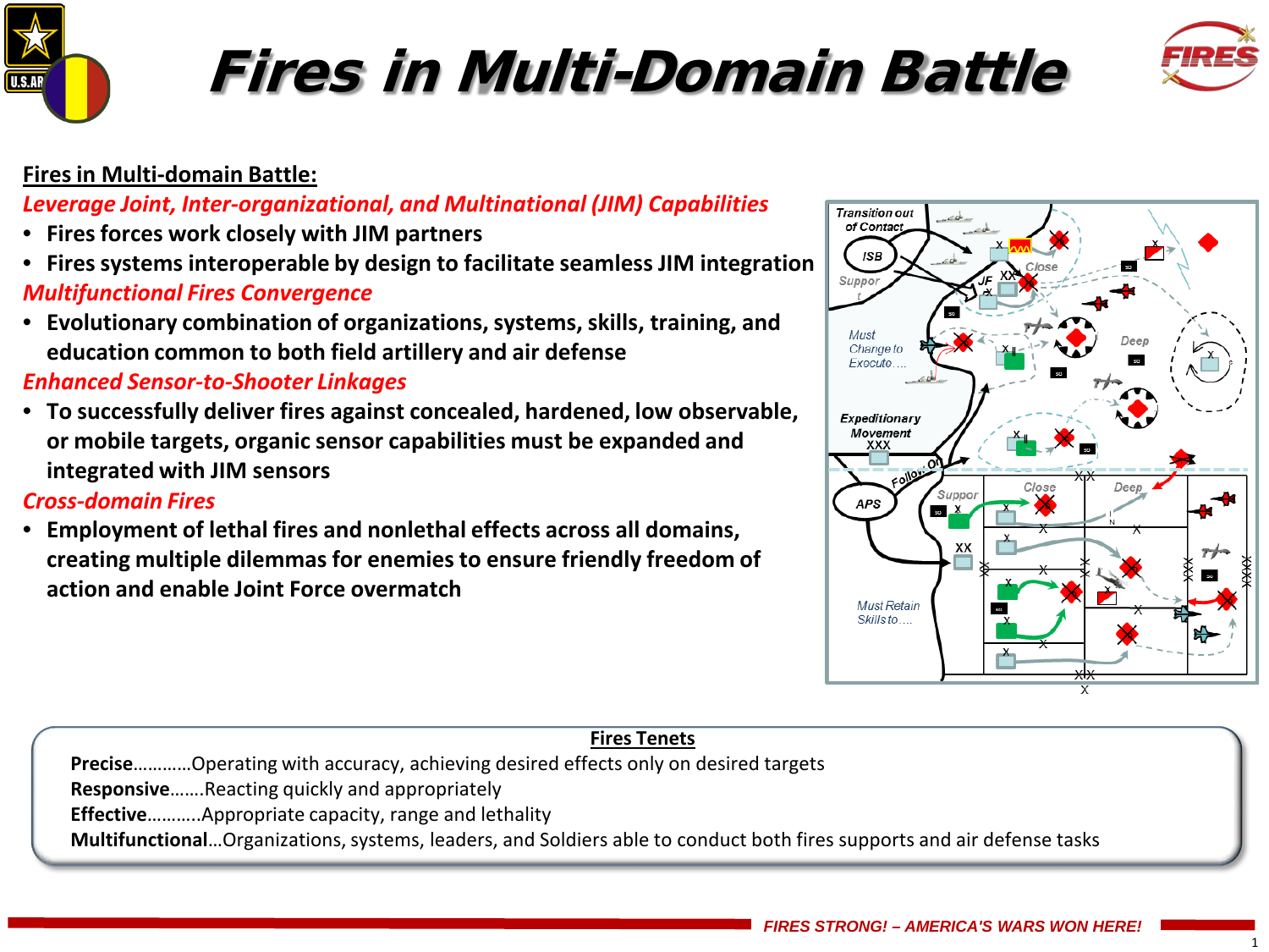# Fires in Multi-Domain Battle

**Fires in Multi-domain Battle:**

*Leverage Joint, Inter-organizational, and Multinational (JIM) Capabilities*

- **Fires forces work closely with JIM partners**
- **Fires systems interoperable by design to facilitate seamless JIM integration**

*Multifunctional Fires Convergence*

- **Evolutionary combination of organizations, systems, skills, training, and education common to both field artillery and air defense**

*Enhanced Sensor-to-Shooter Linkages*

- **To successfully deliver fires against concealed, hardened, low observable, or mobile targets, organic sensor capabilities must be expanded and integrated with JIM sensors**

*Cross-domain Fires*

- **Employment of lethal fires and nonlethal effects across all domains, creating multiple dilemmas for enemies to ensure friendly freedom of action and enable Joint Force overmatch**

**Fires Tenets**

**Precise**…………Operating with accuracy, achieving desired effects only on desired targets

**Responsive**…….Reacting quickly and appropriately

**Effective**………..Appropriate capacity, range and lethality

**Multifunctional**…Organizations, systems, leaders, and Soldiers able to conduct both fires supports and air defense tasks

*FIRES STRONG! – AMERICA'S WARS WON HERE!*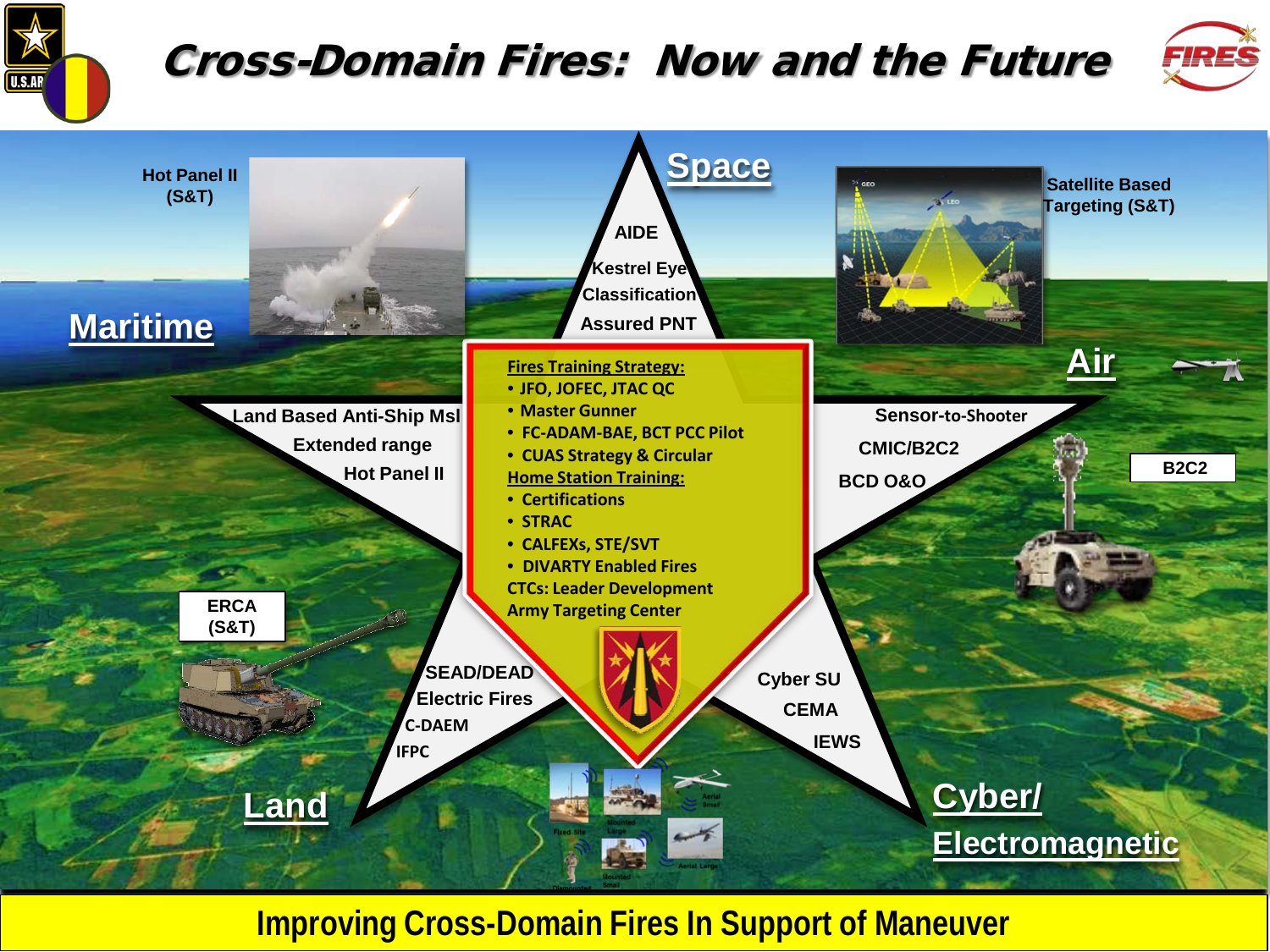# Cross-Domain Fires: Now and the Future

## Space

- AIDE
- Kestrel Eye Classification
- Assured PNT

Satellite Based Targeting (S&T)

## Air

- Sensor-to-Shooter
- CMIC/B2C2
- BCD O&O

B2C2

## Cyber/ Electromagnetic

- Cyber SU
- CEMA
- IEWS

## Land

- SEAD/DEAD
- Electric Fires
- C-DAEM
- IFPC

ERCA (S&T)

## Maritime

- Land Based Anti-Ship Msl
- Extended range
- Hot Panel II

Hot Panel II (S&T)

**Fires Training Strategy:**

- JFO, JOFEC, JTAC QC
- Master Gunner
- FC-ADAM-BAE, BCT PCC Pilot
- CUAS Strategy & Circular

**Home Station Training:**

- Certifications
- STRAC
- CALFEXs, STE/SVT
- DIVARTY Enabled Fires

CTCs: Leader Development

Army Targeting Center

**Improving Cross-Domain Fires In Support of Maneuver**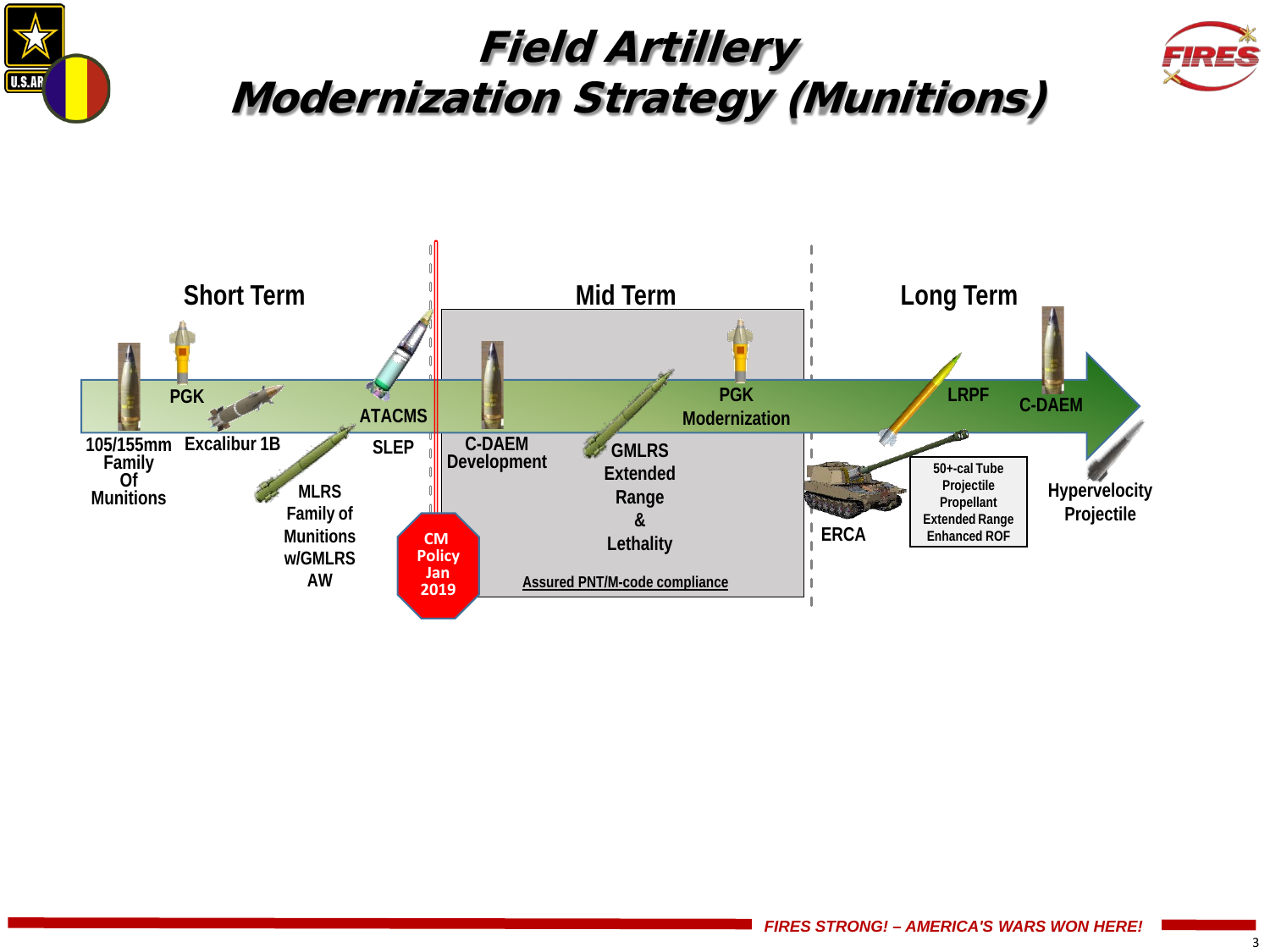# Field Artillery Modernization Strategy (Munitions)

Short Term

Mid Term

Long Term

PGK

105/155mm Family Of Munitions

Excalibur 1B

MLRS Family of Munitions w/GMLRS AW

ATACMS

SLEP

CM Policy Jan 2019

C-DAEM Development

GMLRS Extended Range & Lethality

PGK Modernization

Assured PNT/M-code compliance

ERCA

LRPF

50+-cal Tube Projectile Propellant Extended Range Enhanced ROF

C-DAEM

Hypervelocity Projectile

*FIRES STRONG! – AMERICA'S WARS WON HERE!*